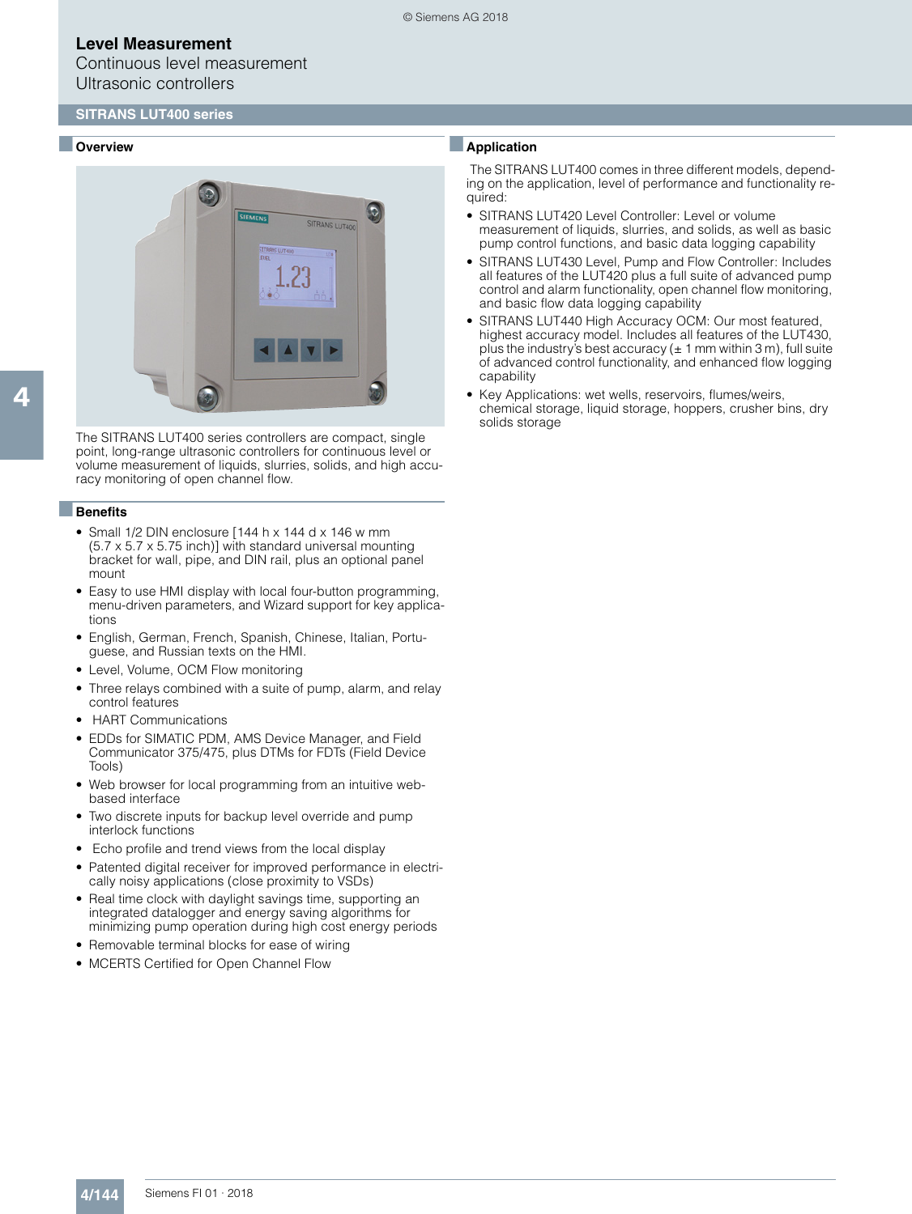# Level Measurement

## Continuous level measurement
## Ultrasonic controllers

## SITRANS LUT400 series

### Overview

The SITRANS LUT400 series controllers are compact, single point, long-range ultrasonic controllers for continuous level or volume measurement of liquids, slurries, solids, and high accuracy monitoring of open channel flow.

### Benefits

- Small 1/2 DIN enclosure [144 h x 144 d x 146 w mm (5.7 x 5.7 x 5.75 inch)] with standard universal mounting bracket for wall, pipe, and DIN rail, plus an optional panel mount
- Easy to use HMI display with local four-button programming, menu-driven parameters, and Wizard support for key applications
- English, German, French, Spanish, Chinese, Italian, Portuguese, and Russian texts on the HMI.
- Level, Volume, OCM Flow monitoring
- Three relays combined with a suite of pump, alarm, and relay control features
- HART Communications
- EDDs for SIMATIC PDM, AMS Device Manager, and Field Communicator 375/475, plus DTMs for FDTs (Field Device Tools)
- Web browser for local programming from an intuitive web-based interface
- Two discrete inputs for backup level override and pump interlock functions
- Echo profile and trend views from the local display
- Patented digital receiver for improved performance in electrically noisy applications (close proximity to VSDs)
- Real time clock with daylight savings time, supporting an integrated datalogger and energy saving algorithms for minimizing pump operation during high cost energy periods
- Removable terminal blocks for ease of wiring
- MCERTS Certified for Open Channel Flow

### Application

The SITRANS LUT400 comes in three different models, depending on the application, level of performance and functionality required:

- SITRANS LUT420 Level Controller: Level or volume measurement of liquids, slurries, and solids, as well as basic pump control functions, and basic data logging capability
- SITRANS LUT430 Level, Pump and Flow Controller: Includes all features of the LUT420 plus a full suite of advanced pump control and alarm functionality, open channel flow monitoring, and basic flow data logging capability
- SITRANS LUT440 High Accuracy OCM: Our most featured, highest accuracy model. Includes all features of the LUT430, plus the industry's best accuracy (± 1 mm within 3 m), full suite of advanced control functionality, and enhanced flow logging capability
- Key Applications: wet wells, reservoirs, flumes/weirs, chemical storage, liquid storage, hoppers, crusher bins, dry solids storage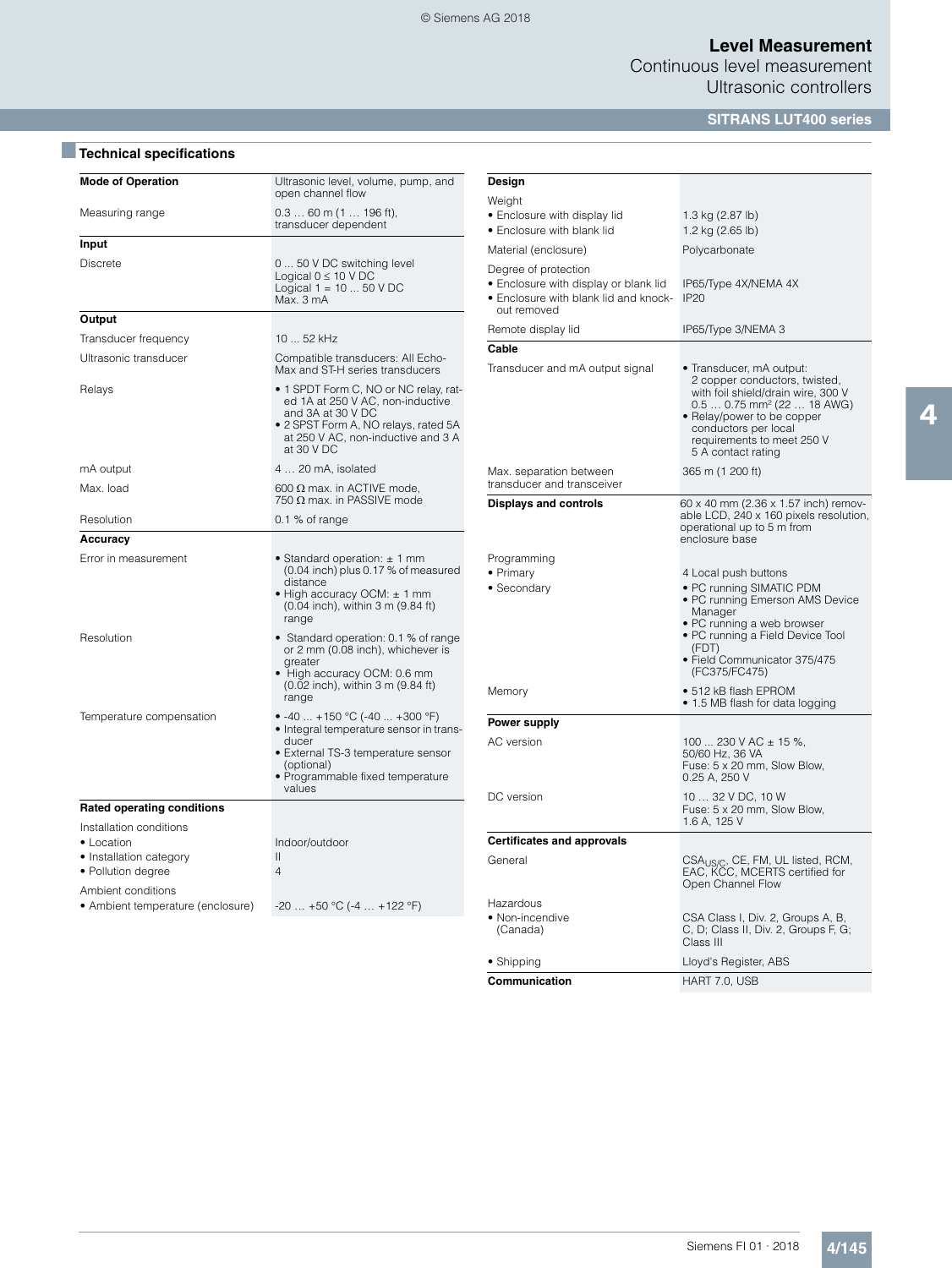## Technical specifications

| | |
|---|---|
| **Mode of Operation** | Ultrasonic level, volume, pump, and open channel flow |
| Measuring range | 0.3 … 60 m (1 … 196 ft), transducer dependent |
| **Input** | |
| Discrete | 0 ... 50 V DC switching level<br>Logical 0 ≤ 10 V DC<br>Logical 1 = 10 ... 50 V DC<br>Max. 3 mA |
| **Output** | |
| Transducer frequency | 10 ... 52 kHz |
| Ultrasonic transducer | Compatible transducers: All Echo-Max and ST-H series transducers |
| Relays | • 1 SPDT Form C, NO or NC relay, rated 1A at 250 V AC, non-inductive and 3A at 30 V DC<br>• 2 SPST Form A, NO relays, rated 5A at 250 V AC, non-inductive and 3 A at 30 V DC |
| mA output | 4 … 20 mA, isolated |
| Max. load | 600 Ω max. in ACTIVE mode, 750 Ω max. in PASSIVE mode |
| Resolution | 0.1 % of range |
| **Accuracy** | |
| Error in measurement | • Standard operation: ± 1 mm (0.04 inch) plus 0.17 % of measured distance<br>• High accuracy OCM: ± 1 mm (0.04 inch), within 3 m (9.84 ft) range |
| Resolution | • Standard operation: 0.1 % of range or 2 mm (0.08 inch), whichever is greater<br>• High accuracy OCM: 0.6 mm (0.02 inch), within 3 m (9.84 ft) range |
| Temperature compensation | • -40 ... +150 °C (-40 ... +300 °F)<br>• Integral temperature sensor in transducer<br>• External TS-3 temperature sensor (optional)<br>• Programmable fixed temperature values |
| **Rated operating conditions** | |
| Installation conditions | |
| • Location | Indoor/outdoor |
| • Installation category | II |
| • Pollution degree | 4 |
| Ambient conditions | |
| • Ambient temperature (enclosure) | -20 … +50 °C (-4 … +122 °F) |

| | |
|---|---|
| **Design** | |
| Weight | |
| • Enclosure with display lid | 1.3 kg (2.87 lb) |
| • Enclosure with blank lid | 1.2 kg (2.65 lb) |
| Material (enclosure) | Polycarbonate |
| Degree of protection | |
| • Enclosure with display or blank lid | IP65/Type 4X/NEMA 4X |
| • Enclosure with blank lid and knock-out removed | IP20 |
| Remote display lid | IP65/Type 3/NEMA 3 |
| **Cable** | |
| Transducer and mA output signal | • Transducer, mA output: 2 copper conductors, twisted, with foil shield/drain wire, 300 V 0.5 … 0.75 mm² (22 … 18 AWG)<br>• Relay/power to be copper conductors per local requirements to meet 250 V 5 A contact rating |
| Max. separation between transducer and transceiver | 365 m (1 200 ft) |
| **Displays and controls** | 60 x 40 mm (2.36 x 1.57 inch) removable LCD, 240 x 160 pixels resolution, operational up to 5 m from enclosure base |
| Programming | |
| • Primary | 4 Local push buttons |
| • Secondary | • PC running SIMATIC PDM<br>• PC running Emerson AMS Device Manager<br>• PC running a web browser<br>• PC running a Field Device Tool (FDT)<br>• Field Communicator 375/475 (FC375/FC475) |
| Memory | • 512 kB flash EPROM<br>• 1.5 MB flash for data logging |
| **Power supply** | |
| AC version | 100 ... 230 V AC ± 15 %, 50/60 Hz, 36 VA<br>Fuse: 5 x 20 mm, Slow Blow, 0.25 A, 250 V |
| DC version | 10 … 32 V DC, 10 W<br>Fuse: 5 x 20 mm, Slow Blow, 1.6 A, 125 V |
| **Certificates and approvals** | |
| General | $CSA_{US/C}$, CE, FM, UL listed, RCM, EAC, KCC, MCERTS certified for Open Channel Flow |
| Hazardous | |
| • Non-incendive (Canada) | CSA Class I, Div. 2, Groups A, B, C, D; Class II, Div. 2, Groups F, G; Class III |
| • Shipping | Lloyd's Register, ABS |
| **Communication** | HART 7.0, USB |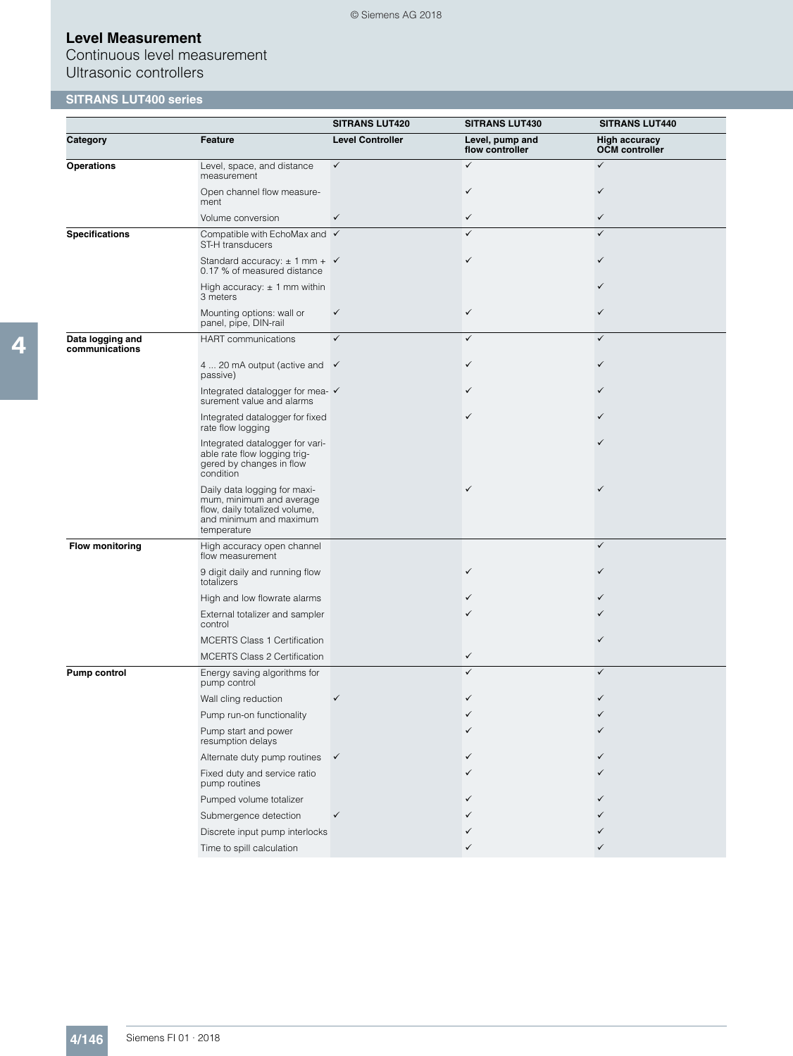# Level Measurement

Continuous level measurement

Ultrasonic controllers

## SITRANS LUT400 series

| Category | Feature | SITRANS LUT420 Level Controller | SITRANS LUT430 Level, pump and flow controller | SITRANS LUT440 High accuracy OCM controller |
|---|---|---|---|---|
| **Operations** | Level, space, and distance measurement | ✓ | ✓ | ✓ |
| | Open channel flow measurement | | ✓ | ✓ |
| | Volume conversion | ✓ | ✓ | ✓ |
| **Specifications** | Compatible with EchoMax and ST-H transducers | ✓ | ✓ | ✓ |
| | Standard accuracy: ± 1 mm + 0.17 % of measured distance | ✓ | ✓ | ✓ |
| | High accuracy: ± 1 mm within 3 meters | | | ✓ |
| | Mounting options: wall or panel, pipe, DIN-rail | ✓ | ✓ | ✓ |
| **Data logging and communications** | HART communications | ✓ | ✓ | ✓ |
| | 4 ... 20 mA output (active and passive) | ✓ | ✓ | ✓ |
| | Integrated datalogger for measurement value and alarms | ✓ | ✓ | ✓ |
| | Integrated datalogger for fixed rate flow logging | | ✓ | ✓ |
| | Integrated datalogger for variable rate flow logging triggered by changes in flow condition | | | ✓ |
| | Daily data logging for maximum, minimum and average flow, daily totalized volume, and minimum and maximum temperature | | ✓ | ✓ |
| **Flow monitoring** | High accuracy open channel flow measurement | | | ✓ |
| | 9 digit daily and running flow totalizers | | ✓ | ✓ |
| | High and low flowrate alarms | | ✓ | ✓ |
| | External totalizer and sampler control | | ✓ | ✓ |
| | MCERTS Class 1 Certification | | | ✓ |
| | MCERTS Class 2 Certification | | ✓ | |
| **Pump control** | Energy saving algorithms for pump control | | ✓ | ✓ |
| | Wall cling reduction | ✓ | ✓ | ✓ |
| | Pump run-on functionality | | ✓ | ✓ |
| | Pump start and power resumption delays | | ✓ | ✓ |
| | Alternate duty pump routines | ✓ | ✓ | ✓ |
| | Fixed duty and service ratio pump routines | | ✓ | ✓ |
| | Pumped volume totalizer | | ✓ | ✓ |
| | Submergence detection | ✓ | ✓ | ✓ |
| | Discrete input pump interlocks | | ✓ | ✓ |
| | Time to spill calculation | | ✓ | ✓ |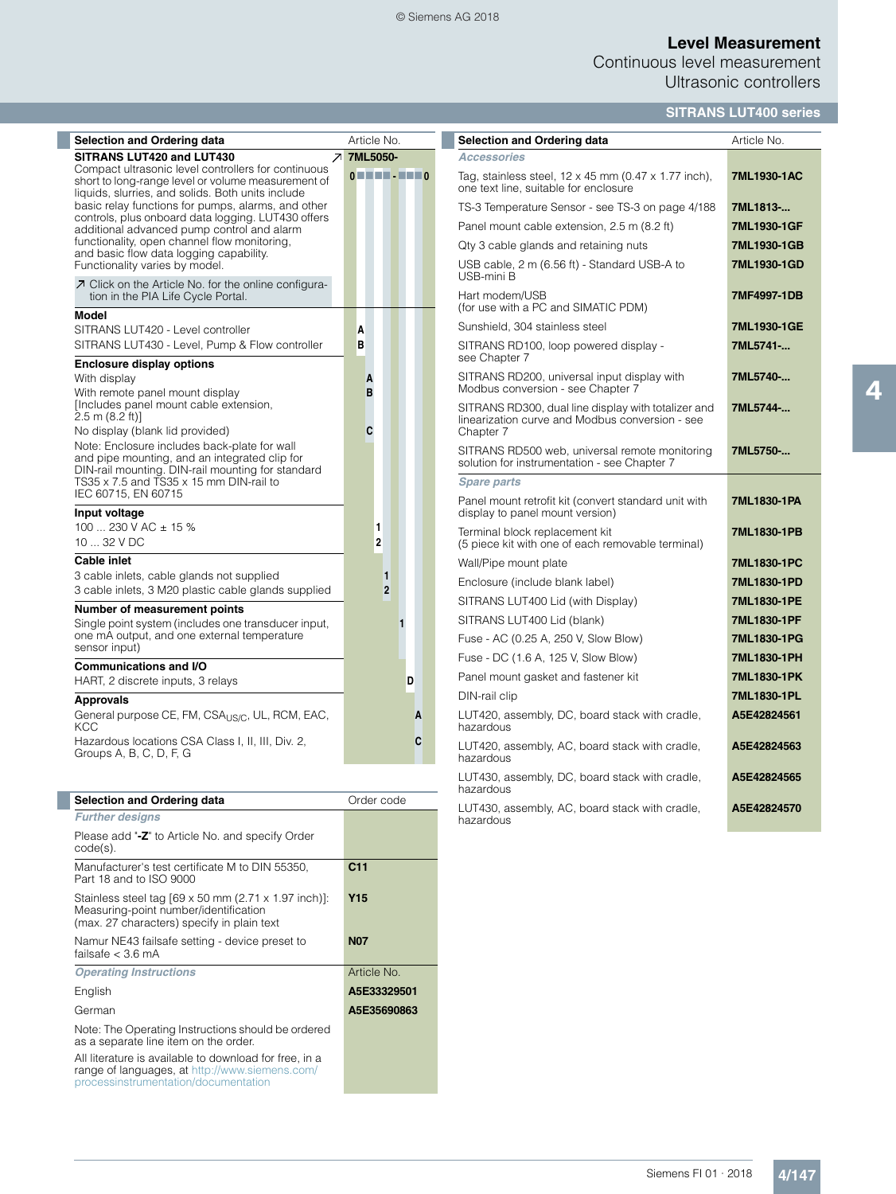# Level Measurement

## Continuous level measurement

### Ultrasonic controllers

**SITRANS LUT400 series**

| Selection and Ordering data | Article No. |
|---|---|
| **SITRANS LUT420 and LUT430** | ↗ **7ML5050-** |
| Compact ultrasonic level controllers for continuous short to long-range level or volume measurement of liquids, slurries, and solids. Both units include basic relay functions for pumps, alarms, and other controls, plus onboard data logging. LUT430 offers additional advanced pump control and alarm functionality, open channel flow monitoring, and basic flow data logging capability. Functionality varies by model. | **0 ■ ■ ■ ■ - ■ ■ ■ 0** |
| ↗ Click on the Article No. for the online configuration in the PIA Life Cycle Portal. | |
| **Model** | |
| SITRANS LUT420 - Level controller | **A** |
| SITRANS LUT430 - Level, Pump & Flow controller | **B** |
| **Enclosure display options** | |
| With display | **A** |
| With remote panel mount display [Includes panel mount cable extension, 2.5 m (8.2 ft)] | **B** |
| No display (blank lid provided) | **C** |
| Note: Enclosure includes back-plate for wall and pipe mounting, and an integrated clip for DIN-rail mounting. DIN-rail mounting for standard TS35 x 7.5 and TS35 x 15 mm DIN-rail to IEC 60715, EN 60715 | |
| **Input voltage** | |
| 100 ... 230 V AC ± 15 % | **1** |
| 10 ... 32 V DC | **2** |
| **Cable inlet** | |
| 3 cable inlets, cable glands not supplied | **1** |
| 3 cable inlets, 3 M20 plastic cable glands supplied | **2** |
| **Number of measurement points** | |
| Single point system (includes one transducer input, one mA output, and one external temperature sensor input) | **1** |
| **Communications and I/O** | |
| HART, 2 discrete inputs, 3 relays | **D** |
| **Approvals** | |
| General purpose CE, FM, $CSA_{US/C}$, UL, RCM, EAC, KCC | **A** |
| Hazardous locations CSA Class I, II, III, Div. 2, Groups A, B, C, D, F, G | **C** |

| Selection and Ordering data | Order code |
|---|---|
| ***Further designs*** | |
| Please add "**-Z**" to Article No. and specify Order code(s). | |
| Manufacturer's test certificate M to DIN 55350, Part 18 and to ISO 9000 | **C11** |
| Stainless steel tag [69 x 50 mm (2.71 x 1.97 inch)]: Measuring-point number/identification (max. 27 characters) specify in plain text | **Y15** |
| Namur NE43 failsafe setting - device preset to failsafe < 3.6 mA | **N07** |
| ***Operating Instructions*** | Article No. |
| English | **A5E33329501** |
| German | **A5E35690863** |
| Note: The Operating Instructions should be ordered as a separate line item on the order. | |
| All literature is available to download for free, in a range of languages, at http://www.siemens.com/processinstrumentation/documentation | |

| Selection and Ordering data | Article No. |
|---|---|
| ***Accessories*** | |
| Tag, stainless steel, 12 x 45 mm (0.47 x 1.77 inch), one text line, suitable for enclosure | **7ML1930-1AC** |
| TS-3 Temperature Sensor - see TS-3 on page 4/188 | **7ML1813-...** |
| Panel mount cable extension, 2.5 m (8.2 ft) | **7ML1930-1GF** |
| Qty 3 cable glands and retaining nuts | **7ML1930-1GB** |
| USB cable, 2 m (6.56 ft) - Standard USB-A to USB-mini B | **7ML1930-1GD** |
| Hart modem/USB (for use with a PC and SIMATIC PDM) | **7MF4997-1DB** |
| Sunshield, 304 stainless steel | **7ML1930-1GE** |
| SITRANS RD100, loop powered display - see Chapter 7 | **7ML5741-...** |
| SITRANS RD200, universal input display with Modbus conversion - see Chapter 7 | **7ML5740-...** |
| SITRANS RD300, dual line display with totalizer and linearization curve and Modbus conversion - see Chapter 7 | **7ML5744-...** |
| SITRANS RD500 web, universal remote monitoring solution for instrumentation - see Chapter 7 | **7ML5750-...** |
| ***Spare parts*** | |
| Panel mount retrofit kit (convert standard unit with display to panel mount version) | **7ML1830-1PA** |
| Terminal block replacement kit (5 piece kit with one of each removable terminal) | **7ML1830-1PB** |
| Wall/Pipe mount plate | **7ML1830-1PC** |
| Enclosure (include blank label) | **7ML1830-1PD** |
| SITRANS LUT400 Lid (with Display) | **7ML1830-1PE** |
| SITRANS LUT400 Lid (blank) | **7ML1830-1PF** |
| Fuse - AC (0.25 A, 250 V, Slow Blow) | **7ML1830-1PG** |
| Fuse - DC (1.6 A, 125 V, Slow Blow) | **7ML1830-1PH** |
| Panel mount gasket and fastener kit | **7ML1830-1PK** |
| DIN-rail clip | **7ML1830-1PL** |
| LUT420, assembly, DC, board stack with cradle, hazardous | **A5E42824561** |
| LUT420, assembly, AC, board stack with cradle, hazardous | **A5E42824563** |
| LUT430, assembly, DC, board stack with cradle, hazardous | **A5E42824565** |
| LUT430, assembly, AC, board stack with cradle, hazardous | **A5E42824570** |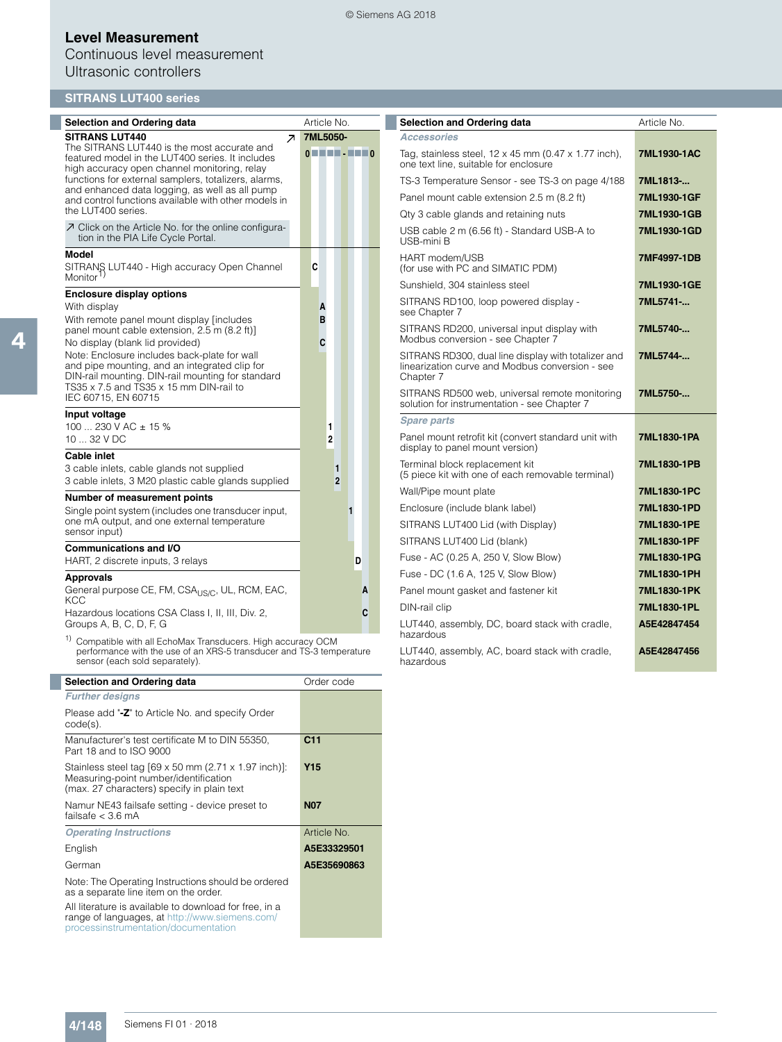# Level Measurement

Continuous level measurement

Ultrasonic controllers

## SITRANS LUT400 series

| Selection and Ordering data | Article No. |
|---|---|
| **SITRANS LUT440** ↗ | **7ML5050-** |
| The SITRANS LUT440 is the most accurate and featured model in the LUT400 series. It includes high accuracy open channel monitoring, relay functions for external samplers, totalizers, alarms, and enhanced data logging, as well as all pump and control functions available with other models in the LUT400 series. | **0 ■ ■ ■ ■ - ■ ■ ■ 0** |
| ↗ Click on the Article No. for the online configuration in the PIA Life Cycle Portal. | |
| **Model** | |
| SITRANS LUT440 - High accuracy Open Channel Monitor[1] | **C** |
| **Enclosure display options** | |
| With display | **A** |
| With remote panel mount display [includes panel mount cable extension, 2.5 m (8.2 ft)] | **B** |
| No display (blank lid provided) | **C** |
| Note: Enclosure includes back-plate for wall and pipe mounting, and an integrated clip for DIN-rail mounting. DIN-rail mounting for standard TS35 x 7.5 and TS35 x 15 mm DIN-rail to IEC 60715, EN 60715 | |
| **Input voltage** | |
| 100 ... 230 V AC ± 15 % | **1** |
| 10 ... 32 V DC | **2** |
| **Cable inlet** | |
| 3 cable inlets, cable glands not supplied | **1** |
| 3 cable inlets, 3 M20 plastic cable glands supplied | **2** |
| **Number of measurement points** | |
| Single point system (includes one transducer input, one mA output, and one external temperature sensor input) | **1** |
| **Communications and I/O** | |
| HART, 2 discrete inputs, 3 relays | **D** |
| **Approvals** | |
| General purpose CE, FM, $CSA_{US/C}$, UL, RCM, EAC, KCC | **A** |
| Hazardous locations CSA Class I, II, III, Div. 2, Groups A, B, C, D, F, G | **C** |

[1] Compatible with all EchoMax Transducers. High accuracy OCM performance with the use of an XRS-5 transducer and TS-3 temperature sensor (each sold separately).

| Selection and Ordering data | Order code |
|---|---|
| ***Further designs*** | |
| Please add "**-Z**" to Article No. and specify Order code(s). | |
| Manufacturer's test certificate M to DIN 55350, Part 18 and to ISO 9000 | **C11** |
| Stainless steel tag [69 x 50 mm (2.71 x 1.97 inch)]: Measuring-point number/identification (max. 27 characters) specify in plain text | **Y15** |
| Namur NE43 failsafe setting - device preset to failsafe < 3.6 mA | **N07** |
| ***Operating Instructions*** | Article No. |
| English | **A5E33329501** |
| German | **A5E35690863** |
| Note: The Operating Instructions should be ordered as a separate line item on the order. | |
| All literature is available to download for free, in a range of languages, at http://www.siemens.com/processinstrumentation/documentation | |

| Selection and Ordering data | Article No. |
|---|---|
| ***Accessories*** | |
| Tag, stainless steel, 12 x 45 mm (0.47 x 1.77 inch), one text line, suitable for enclosure | **7ML1930-1AC** |
| TS-3 Temperature Sensor - see TS-3 on page 4/188 | **7ML1813-...** |
| Panel mount cable extension 2.5 m (8.2 ft) | **7ML1930-1GF** |
| Qty 3 cable glands and retaining nuts | **7ML1930-1GB** |
| USB cable 2 m (6.56 ft) - Standard USB-A to USB-mini B | **7ML1930-1GD** |
| HART modem/USB (for use with PC and SIMATIC PDM) | **7MF4997-1DB** |
| Sunshield, 304 stainless steel | **7ML1930-1GE** |
| SITRANS RD100, loop powered display - see Chapter 7 | **7ML5741-...** |
| SITRANS RD200, universal input display with Modbus conversion - see Chapter 7 | **7ML5740-...** |
| SITRANS RD300, dual line display with totalizer and linearization curve and Modbus conversion - see Chapter 7 | **7ML5744-...** |
| SITRANS RD500 web, universal remote monitoring solution for instrumentation - see Chapter 7 | **7ML5750-...** |
| ***Spare parts*** | |
| Panel mount retrofit kit (convert standard unit with display to panel mount version) | **7ML1830-1PA** |
| Terminal block replacement kit (5 piece kit with one of each removable terminal) | **7ML1830-1PB** |
| Wall/Pipe mount plate | **7ML1830-1PC** |
| Enclosure (include blank label) | **7ML1830-1PD** |
| SITRANS LUT400 Lid (with Display) | **7ML1830-1PE** |
| SITRANS LUT400 Lid (blank) | **7ML1830-1PF** |
| Fuse - AC (0.25 A, 250 V, Slow Blow) | **7ML1830-1PG** |
| Fuse - DC (1.6 A, 125 V, Slow Blow) | **7ML1830-1PH** |
| Panel mount gasket and fastener kit | **7ML1830-1PK** |
| DIN-rail clip | **7ML1830-1PL** |
| LUT440, assembly, DC, board stack with cradle, hazardous | **A5E42847454** |
| LUT440, assembly, AC, board stack with cradle, hazardous | **A5E42847456** |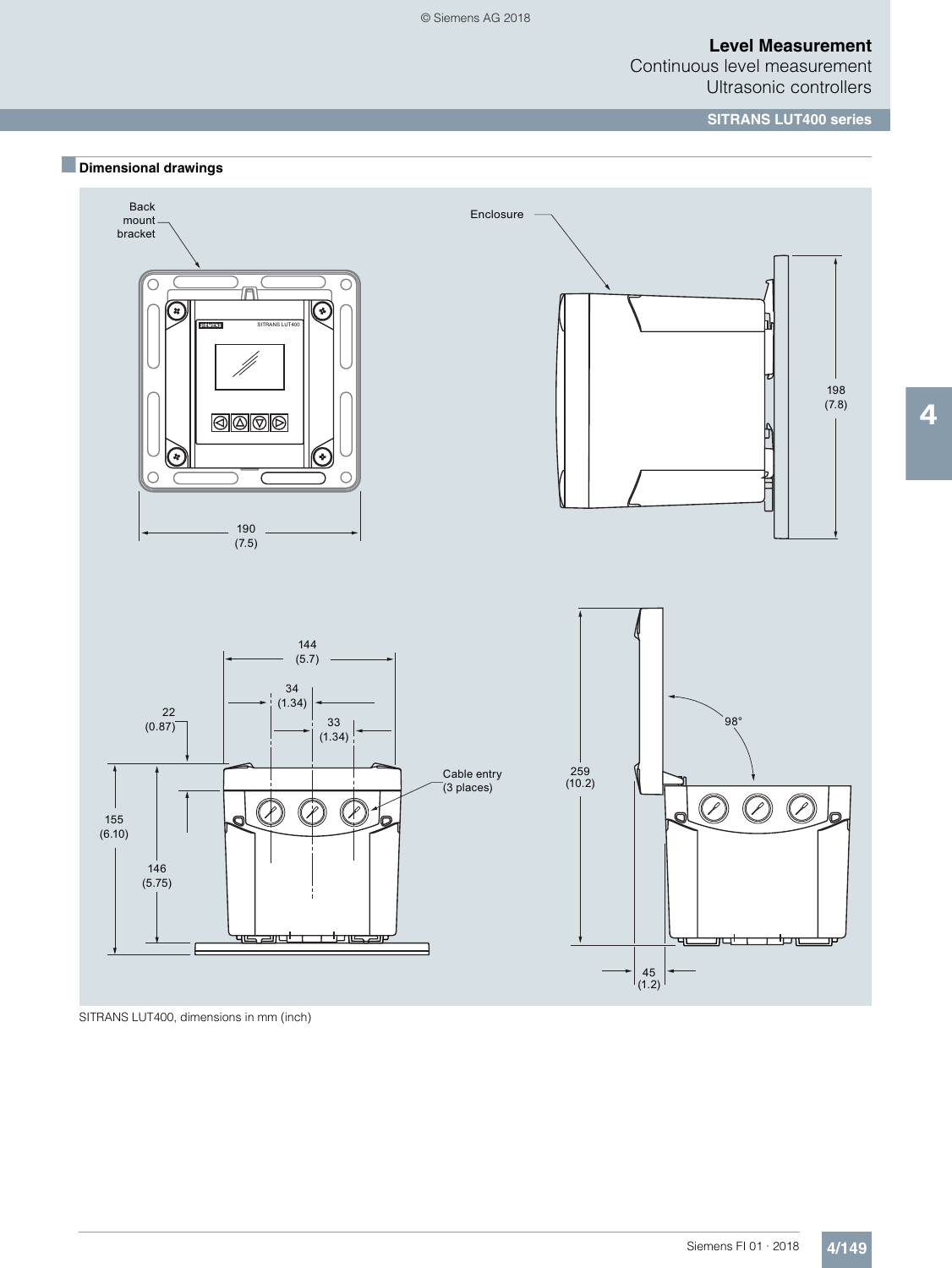## Dimensional drawings

Back mount bracket

Enclosure

190 (7.5)

198 (7.8)

144 (5.7)

34 (1.34)

33 (1.34)

22 (0.87)

155 (6.10)

146 (5.75)

Cable entry (3 places)

259 (10.2)

98°

45 (1.2)

SITRANS LUT400, dimensions in mm (inch)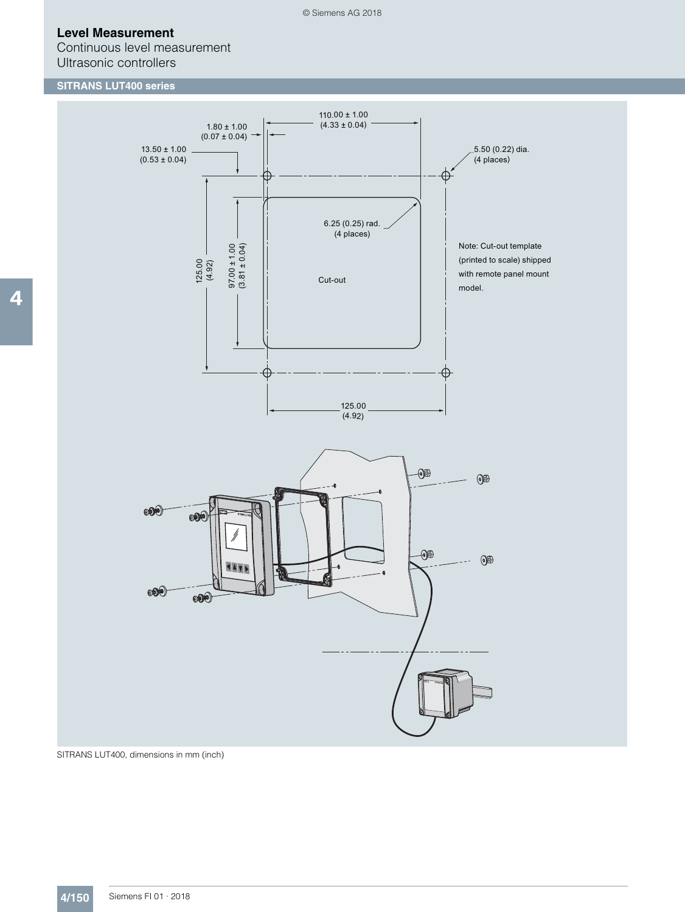# Level Measurement

Continuous level measurement

Ultrasonic controllers

## SITRANS LUT400 series

1.80 ± 1.00 (0.07 ± 0.04)

110.00 ± 1.00 (4.33 ± 0.04)

13.50 ± 1.00 (0.53 ± 0.04)

5.50 (0.22) dia. (4 places)

6.25 (0.25) rad. (4 places)

125.00 (4.92)

97.00 ± 1.00 (3.81 ± 0.04)

Cut-out

Note: Cut-out template (printed to scale) shipped with remote panel mount model.

125.00 (4.92)

SITRANS LUT400, dimensions in mm (inch)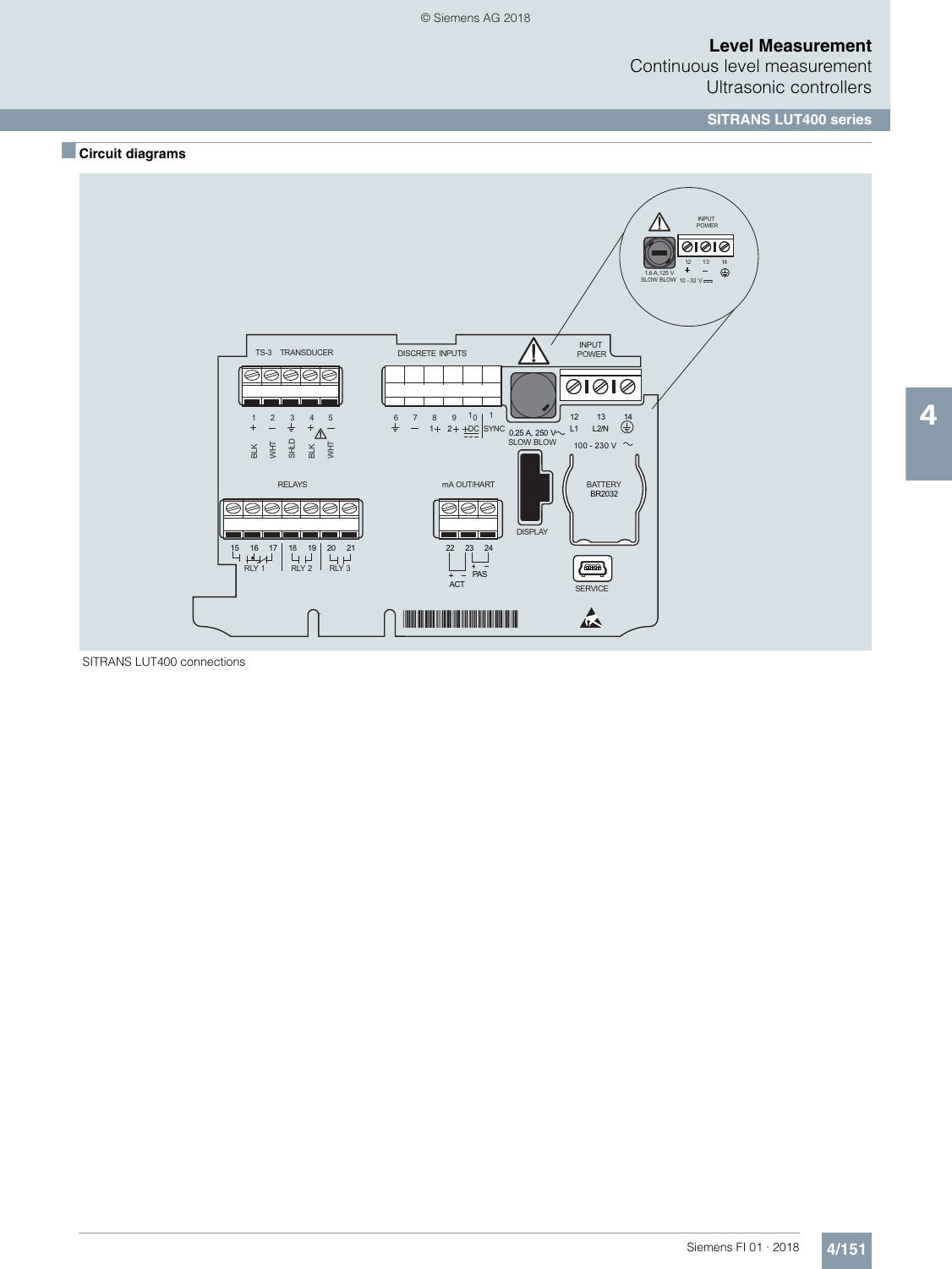## Circuit diagrams

TS-3 TRANSDUCER

1 + 2 – 3 ⏚ 4 + 5 –

BLK WHT SHLD BLK WHT

DISCRETE INPUTS

6 ⏚ 7 – 8 1+ 9 2+ 10 +DC 11 SYNC

INPUT POWER

12 L1 13 L2/N 14 ⏚

0.25 A, 250 V~ SLOW BLOW

100 - 230 V ~

INPUT POWER

12 + 13 – 14 ⏚

1.6 A, 125 V SLOW BLOW

10 - 32 V

RELAYS

15 16 17 18 19 20 21

RLY 1 RLY 2 RLY 3

mA OUT/HART

22 23 24

+ – ACT

+ – PAS

DISPLAY

BATTERY BR2032

SERVICE

SITRANS LUT400 connections